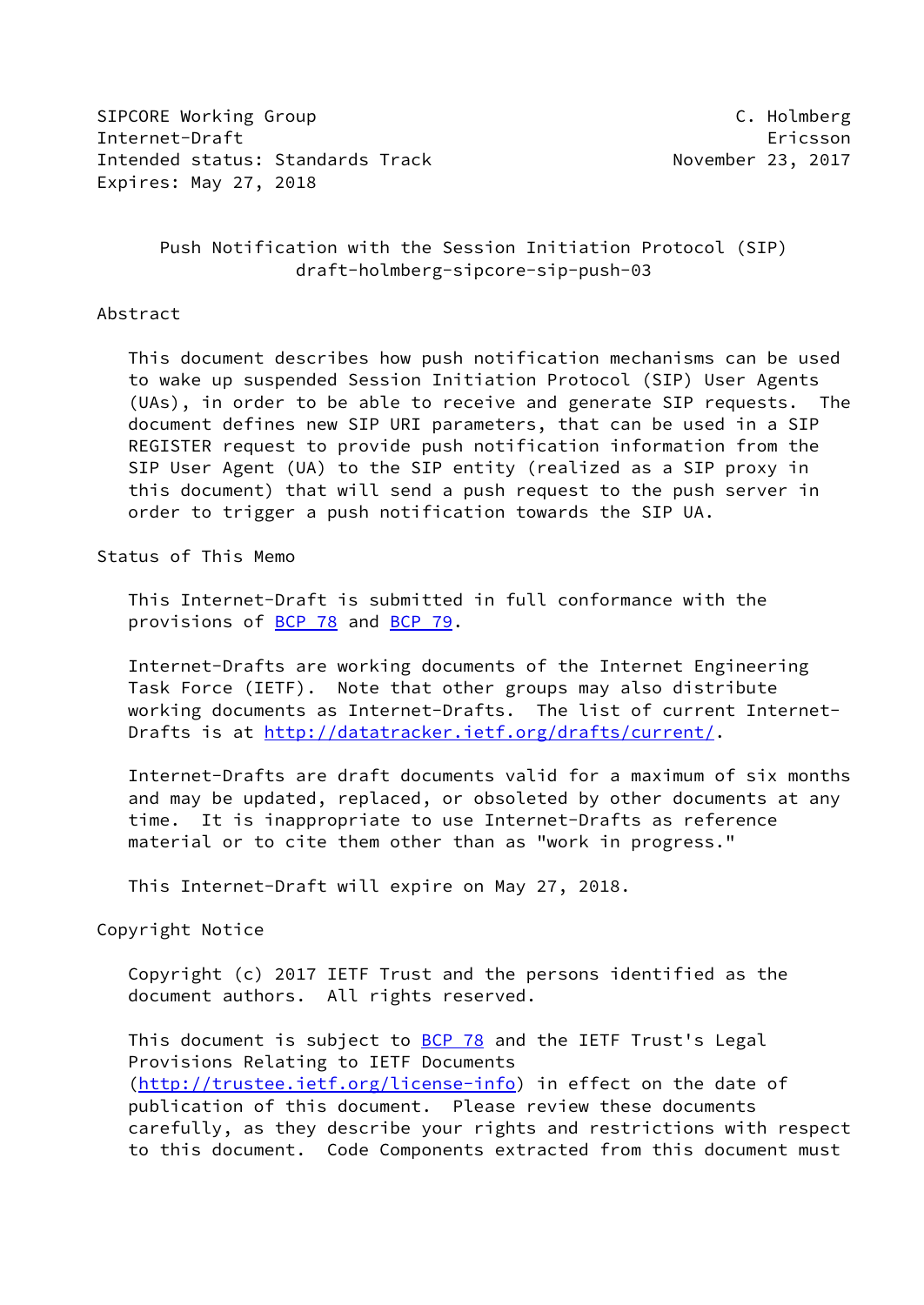SIPCORE Working Group C. Holmberg
Internet-Draft Ericsson
Intended status: Standards Track November 23, 2017
Expires: May 27, 2018

# Push Notification with the Session Initiation Protocol (SIP)
draft-holmberg-sipcore-sip-push-03

## Abstract

This document describes how push notification mechanisms can be used to wake up suspended Session Initiation Protocol (SIP) User Agents (UAs), in order to be able to receive and generate SIP requests. The document defines new SIP URI parameters, that can be used in a SIP REGISTER request to provide push notification information from the SIP User Agent (UA) to the SIP entity (realized as a SIP proxy in this document) that will send a push request to the push server in order to trigger a push notification towards the SIP UA.

## Status of This Memo

This Internet-Draft is submitted in full conformance with the provisions of BCP 78 and BCP 79.

Internet-Drafts are working documents of the Internet Engineering Task Force (IETF). Note that other groups may also distribute working documents as Internet-Drafts. The list of current Internet-Drafts is at http://datatracker.ietf.org/drafts/current/.

Internet-Drafts are draft documents valid for a maximum of six months and may be updated, replaced, or obsoleted by other documents at any time. It is inappropriate to use Internet-Drafts as reference material or to cite them other than as "work in progress."

This Internet-Draft will expire on May 27, 2018.

## Copyright Notice

Copyright (c) 2017 IETF Trust and the persons identified as the document authors. All rights reserved.

This document is subject to BCP 78 and the IETF Trust's Legal Provisions Relating to IETF Documents (http://trustee.ietf.org/license-info) in effect on the date of publication of this document. Please review these documents carefully, as they describe your rights and restrictions with respect to this document. Code Components extracted from this document must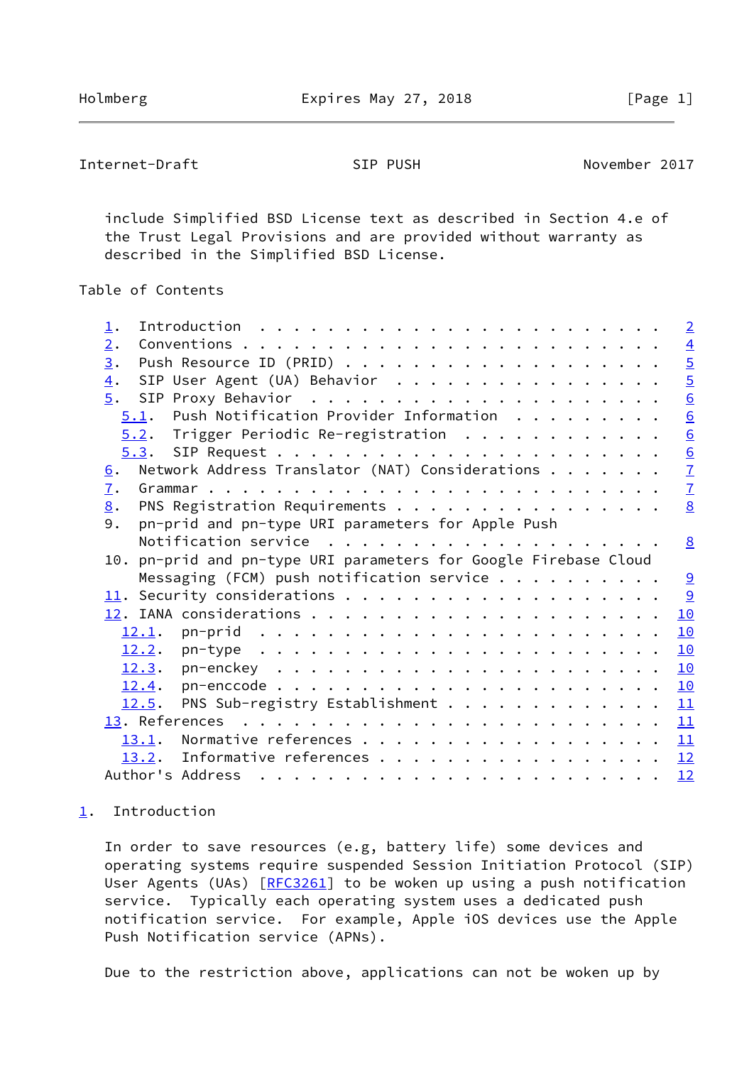include Simplified BSD License text as described in Section 4.e of the Trust Legal Provisions and are provided without warranty as described in the Simplified BSD License.

## Table of Contents

```
   1.  Introduction  . . . . . . . . . . . . . . . . . . . . . . . .   2
   2.  Conventions . . . . . . . . . . . . . . . . . . . . . . . . .   4
   3.  Push Resource ID (PRID) . . . . . . . . . . . . . . . . . . .   5
   4.  SIP User Agent (UA) Behavior  . . . . . . . . . . . . . . . .   5
   5.  SIP Proxy Behavior  . . . . . . . . . . . . . . . . . . . . .   6
     5.1.  Push Notification Provider Information  . . . . . . . . .   6
     5.2.  Trigger Periodic Re-registration  . . . . . . . . . . . .   6
     5.3.  SIP Request . . . . . . . . . . . . . . . . . . . . . . .   6
   6.  Network Address Translator (NAT) Considerations . . . . . . .   7
   7.  Grammar . . . . . . . . . . . . . . . . . . . . . . . . . . .   7
   8.  PNS Registration Requirements . . . . . . . . . . . . . . . .   8
   9.  pn-prid and pn-type URI parameters for Apple Push
       Notification service  . . . . . . . . . . . . . . . . . . . .   8
   10. pn-prid and pn-type URI parameters for Google Firebase Cloud
       Messaging (FCM) push notification service . . . . . . . . . .   9
   11. Security considerations . . . . . . . . . . . . . . . . . . .   9
   12. IANA considerations . . . . . . . . . . . . . . . . . . . . .  10
     12.1.  pn-prid  . . . . . . . . . . . . . . . . . . . . . . . .  10
     12.2.  pn-type  . . . . . . . . . . . . . . . . . . . . . . . .  10
     12.3.  pn-enckey  . . . . . . . . . . . . . . . . . . . . . . .  10
     12.4.  pn-enccode . . . . . . . . . . . . . . . . . . . . . . .  10
     12.5.  PNS Sub-registry Establishment . . . . . . . . . . . . .  11
   13. References  . . . . . . . . . . . . . . . . . . . . . . . . .  11
     13.1.  Normative references . . . . . . . . . . . . . . . . . .  11
     13.2.  Informative references . . . . . . . . . . . . . . . . .  12
   Author's Address  . . . . . . . . . . . . . . . . . . . . . . . .  12
```

## 1. Introduction

In order to save resources (e.g, battery life) some devices and operating systems require suspended Session Initiation Protocol (SIP) User Agents (UAs) [RFC3261] to be woken up using a push notification service. Typically each operating system uses a dedicated push notification service. For example, Apple iOS devices use the Apple Push Notification service (APNs).

Due to the restriction above, applications can not be woken up by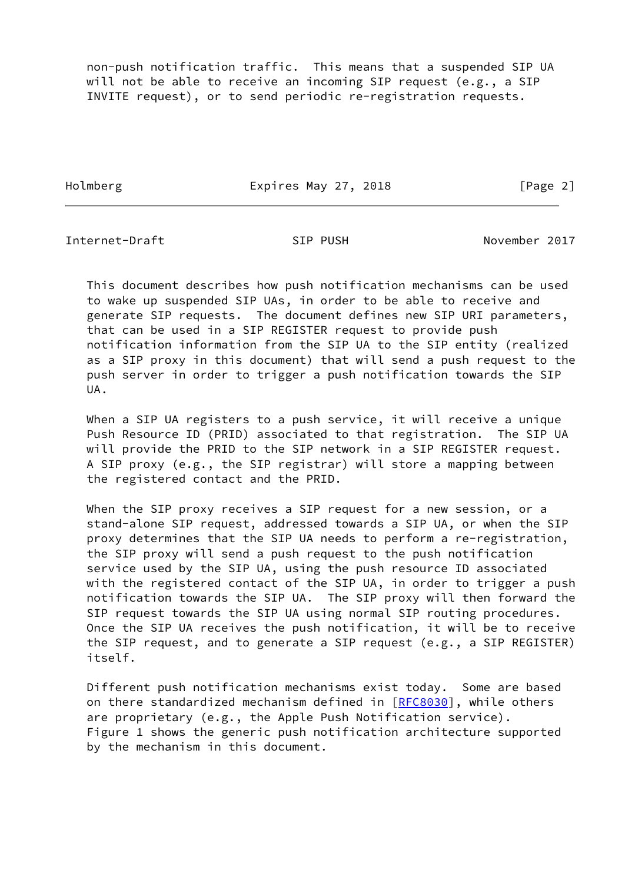non-push notification traffic.  This means that a suspended SIP UA will not be able to receive an incoming SIP request (e.g., a SIP INVITE request), or to send periodic re-registration requests.

This document describes how push notification mechanisms can be used to wake up suspended SIP UAs, in order to be able to receive and generate SIP requests.  The document defines new SIP URI parameters, that can be used in a SIP REGISTER request to provide push notification information from the SIP UA to the SIP entity (realized as a SIP proxy in this document) that will send a push request to the push server in order to trigger a push notification towards the SIP UA.

When a SIP UA registers to a push service, it will receive a unique Push Resource ID (PRID) associated to that registration.  The SIP UA will provide the PRID to the SIP network in a SIP REGISTER request. A SIP proxy (e.g., the SIP registrar) will store a mapping between the registered contact and the PRID.

When the SIP proxy receives a SIP request for a new session, or a stand-alone SIP request, addressed towards a SIP UA, or when the SIP proxy determines that the SIP UA needs to perform a re-registration, the SIP proxy will send a push request to the push notification service used by the SIP UA, using the push resource ID associated with the registered contact of the SIP UA, in order to trigger a push notification towards the SIP UA.  The SIP proxy will then forward the SIP request towards the SIP UA using normal SIP routing procedures. Once the SIP UA receives the push notification, it will be to receive the SIP request, and to generate a SIP request (e.g., a SIP REGISTER) itself.

Different push notification mechanisms exist today.  Some are based on there standardized mechanism defined in [RFC8030], while others are proprietary (e.g., the Apple Push Notification service). Figure 1 shows the generic push notification architecture supported by the mechanism in this document.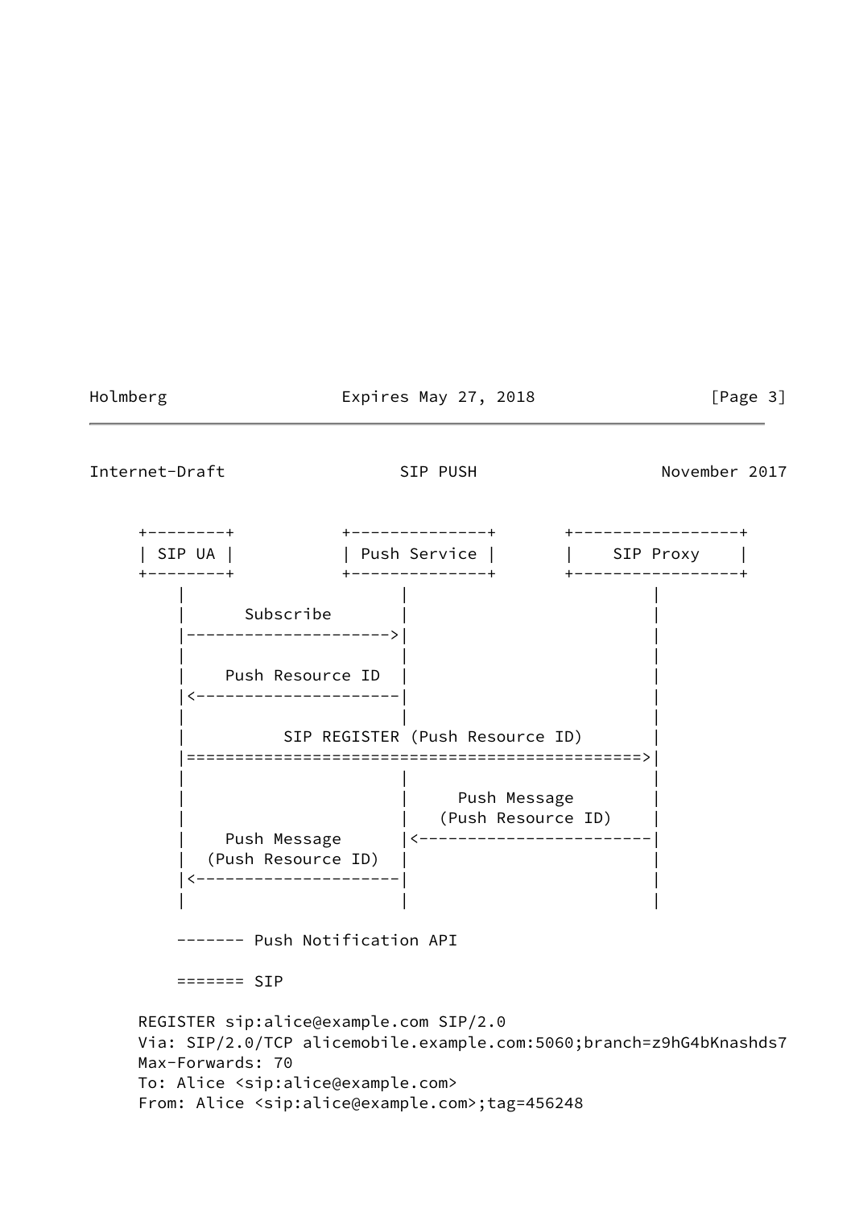```
    +--------+           +--------------+       +-----------------+
    | SIP UA |           | Push Service |       |    SIP Proxy    |
    +--------+           +--------------+       +-----------------+
        |                      |                          |
        |      Subscribe       |                          |
        |--------------------->|                          |
        |                      |                          |
        |    Push Resource ID  |                          |
        |<---------------------|                          |
        |                      |                          |
        |          SIP REGISTER (Push Resource ID)        |
        |================================================>|
        |                      |                          |
        |                      |     Push Message         |
        |                      |   (Push Resource ID)     |
        |    Push Message      |<-------------------------|
        |  (Push Resource ID)  |                          |
        |<---------------------|                          |
        |                      |                          |

        ------- Push Notification API

        ======= SIP
```

```
    REGISTER sip:alice@example.com SIP/2.0
    Via: SIP/2.0/TCP alicemobile.example.com:5060;branch=z9hG4bKnashds7
    Max-Forwards: 70
    To: Alice <sip:alice@example.com>
    From: Alice <sip:alice@example.com>;tag=456248
```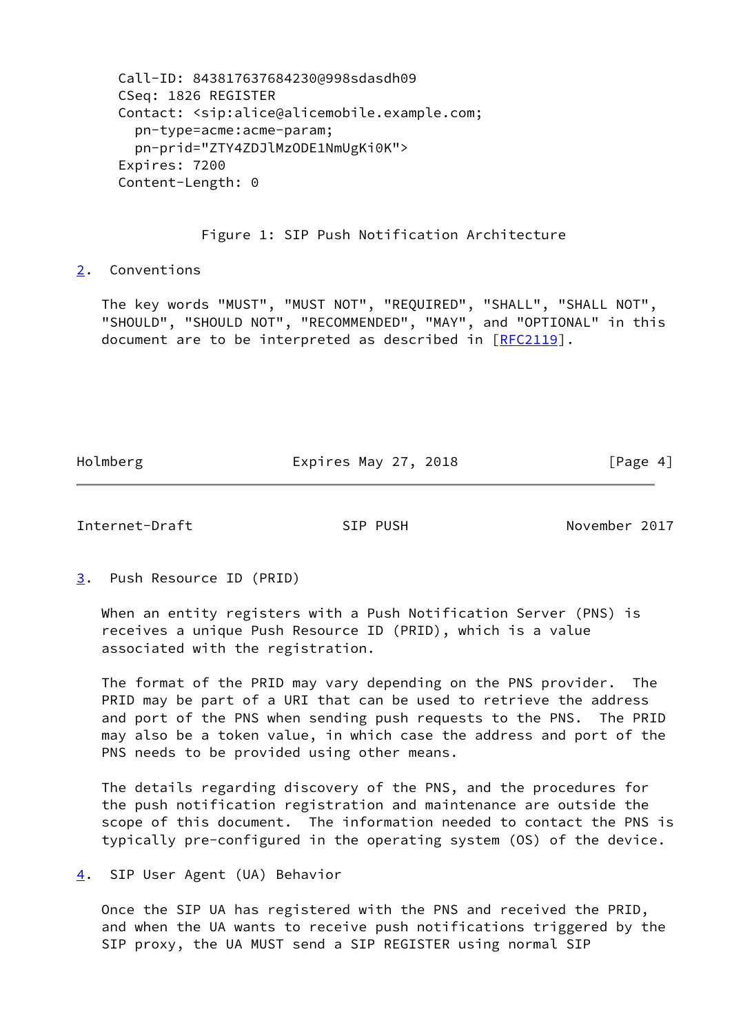```
Call-ID: 843817637684230@998sdasdh09
CSeq: 1826 REGISTER
Contact: <sip:alice@alicemobile.example.com;
  pn-type=acme:acme-param;
  pn-prid="ZTY4ZDJlMzODE1NmUgKi0K">
Expires: 7200
Content-Length: 0
```

Figure 1: SIP Push Notification Architecture

## 2. Conventions

The key words "MUST", "MUST NOT", "REQUIRED", "SHALL", "SHALL NOT", "SHOULD", "SHOULD NOT", "RECOMMENDED", "MAY", and "OPTIONAL" in this document are to be interpreted as described in [RFC2119].

## 3. Push Resource ID (PRID)

When an entity registers with a Push Notification Server (PNS) is receives a unique Push Resource ID (PRID), which is a value associated with the registration.

The format of the PRID may vary depending on the PNS provider. The PRID may be part of a URI that can be used to retrieve the address and port of the PNS when sending push requests to the PNS. The PRID may also be a token value, in which case the address and port of the PNS needs to be provided using other means.

The details regarding discovery of the PNS, and the procedures for the push notification registration and maintenance are outside the scope of this document. The information needed to contact the PNS is typically pre-configured in the operating system (OS) of the device.

## 4. SIP User Agent (UA) Behavior

Once the SIP UA has registered with the PNS and received the PRID, and when the UA wants to receive push notifications triggered by the SIP proxy, the UA MUST send a SIP REGISTER using normal SIP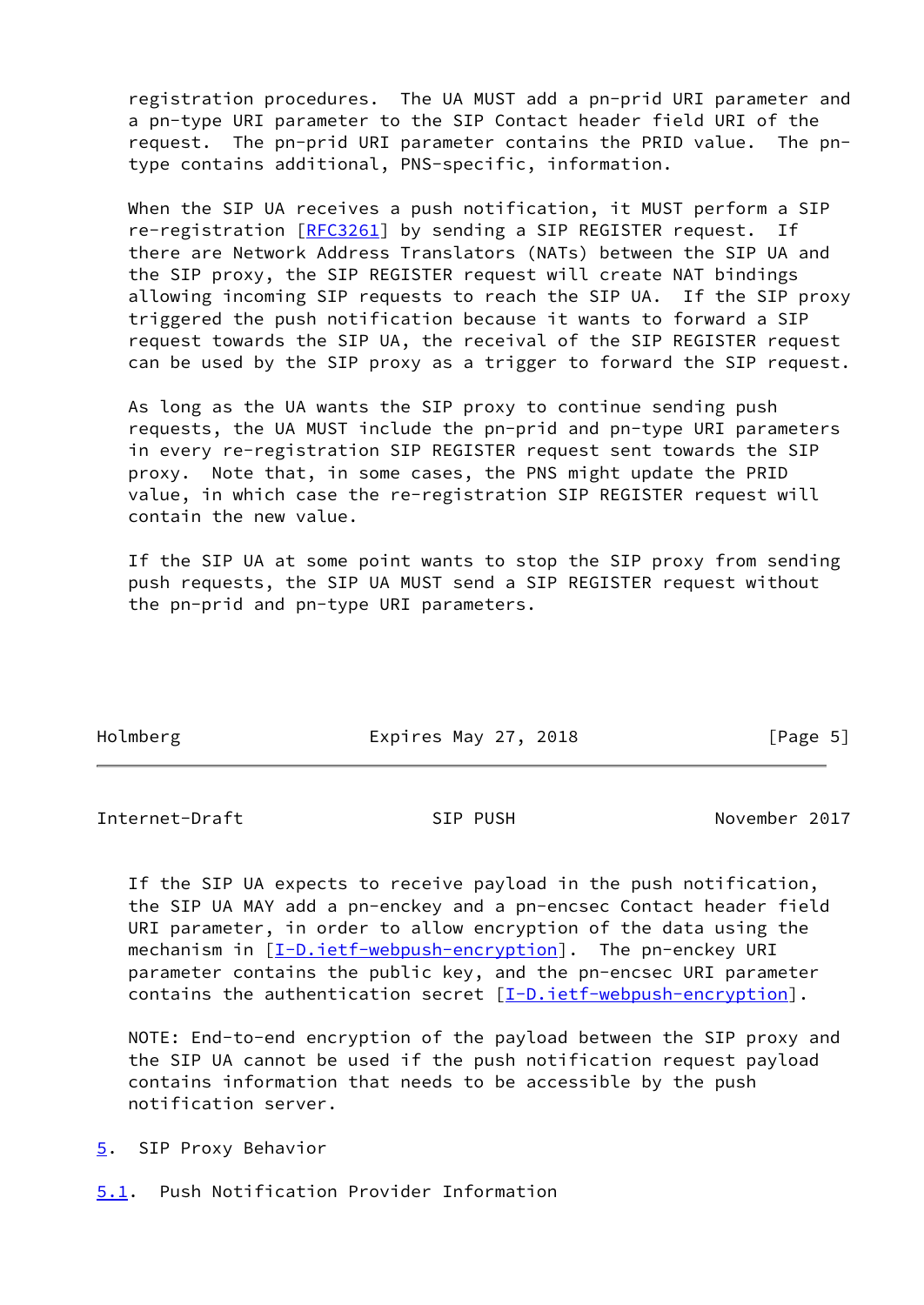registration procedures. The UA MUST add a pn-prid URI parameter and a pn-type URI parameter to the SIP Contact header field URI of the request. The pn-prid URI parameter contains the PRID value. The pn-type contains additional, PNS-specific, information.

When the SIP UA receives a push notification, it MUST perform a SIP re-registration [RFC3261] by sending a SIP REGISTER request. If there are Network Address Translators (NATs) between the SIP UA and the SIP proxy, the SIP REGISTER request will create NAT bindings allowing incoming SIP requests to reach the SIP UA. If the SIP proxy triggered the push notification because it wants to forward a SIP request towards the SIP UA, the receival of the SIP REGISTER request can be used by the SIP proxy as a trigger to forward the SIP request.

As long as the UA wants the SIP proxy to continue sending push requests, the UA MUST include the pn-prid and pn-type URI parameters in every re-registration SIP REGISTER request sent towards the SIP proxy. Note that, in some cases, the PNS might update the PRID value, in which case the re-registration SIP REGISTER request will contain the new value.

If the SIP UA at some point wants to stop the SIP proxy from sending push requests, the SIP UA MUST send a SIP REGISTER request without the pn-prid and pn-type URI parameters.

If the SIP UA expects to receive payload in the push notification, the SIP UA MAY add a pn-enckey and a pn-encsec Contact header field URI parameter, in order to allow encryption of the data using the mechanism in [I-D.ietf-webpush-encryption]. The pn-enckey URI parameter contains the public key, and the pn-encsec URI parameter contains the authentication secret [I-D.ietf-webpush-encryption].

NOTE: End-to-end encryption of the payload between the SIP proxy and the SIP UA cannot be used if the push notification request payload contains information that needs to be accessible by the push notification server.

## 5. SIP Proxy Behavior

### 5.1. Push Notification Provider Information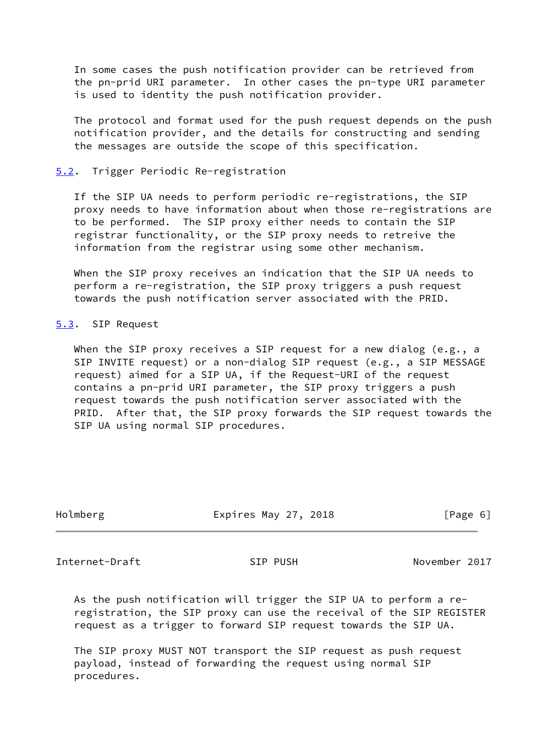In some cases the push notification provider can be retrieved from the pn-prid URI parameter. In other cases the pn-type URI parameter is used to identity the push notification provider.

The protocol and format used for the push request depends on the push notification provider, and the details for constructing and sending the messages are outside the scope of this specification.

### 5.2. Trigger Periodic Re-registration

If the SIP UA needs to perform periodic re-registrations, the SIP proxy needs to have information about when those re-registrations are to be performed. The SIP proxy either needs to contain the SIP registrar functionality, or the SIP proxy needs to retreive the information from the registrar using some other mechanism.

When the SIP proxy receives an indication that the SIP UA needs to perform a re-registration, the SIP proxy triggers a push request towards the push notification server associated with the PRID.

### 5.3. SIP Request

When the SIP proxy receives a SIP request for a new dialog (e.g., a SIP INVITE request) or a non-dialog SIP request (e.g., a SIP MESSAGE request) aimed for a SIP UA, if the Request-URI of the request contains a pn-prid URI parameter, the SIP proxy triggers a push request towards the push notification server associated with the PRID. After that, the SIP proxy forwards the SIP request towards the SIP UA using normal SIP procedures.

As the push notification will trigger the SIP UA to perform a re-registration, the SIP proxy can use the receival of the SIP REGISTER request as a trigger to forward SIP request towards the SIP UA.

The SIP proxy MUST NOT transport the SIP request as push request payload, instead of forwarding the request using normal SIP procedures.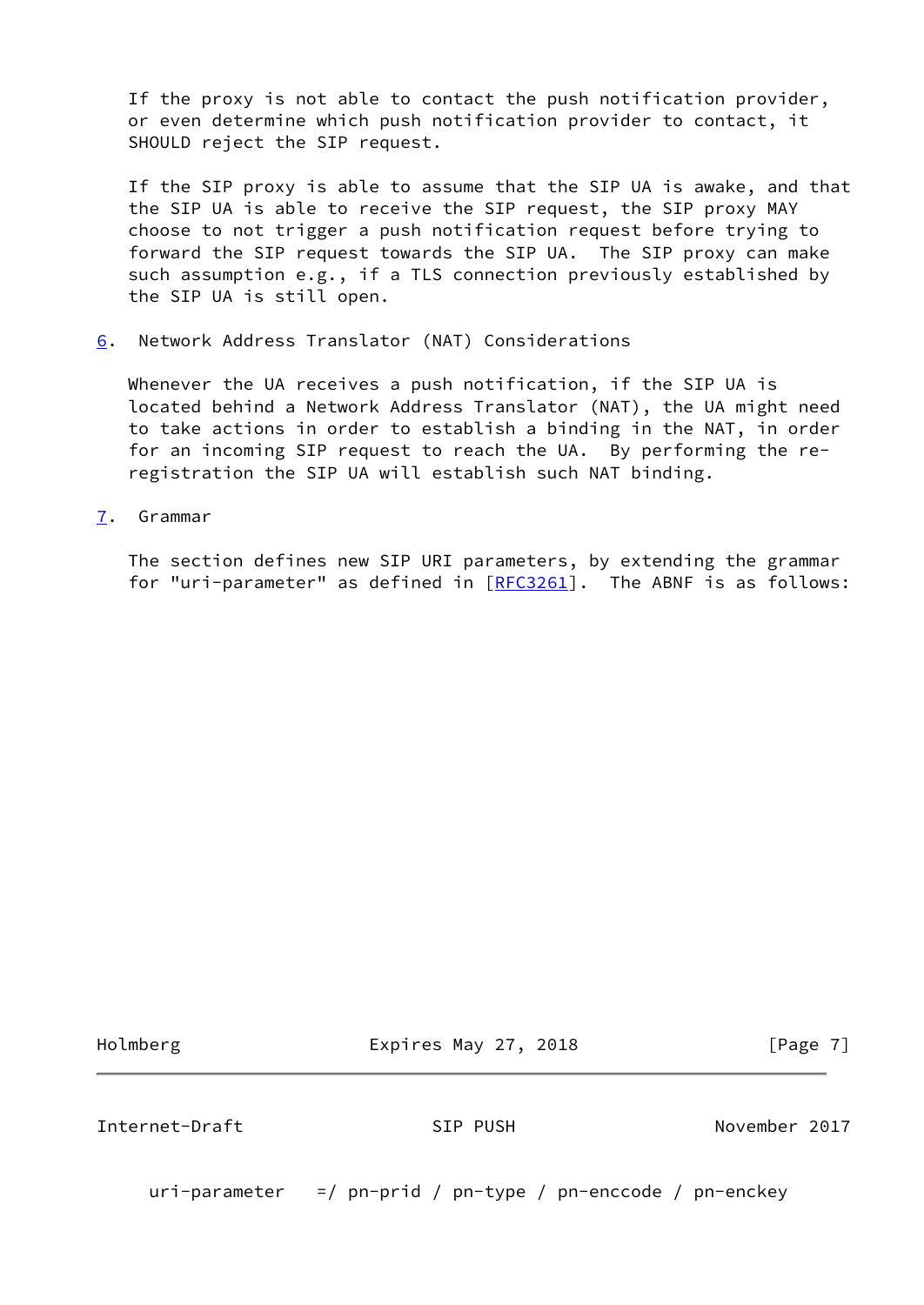If the proxy is not able to contact the push notification provider, or even determine which push notification provider to contact, it SHOULD reject the SIP request.

If the SIP proxy is able to assume that the SIP UA is awake, and that the SIP UA is able to receive the SIP request, the SIP proxy MAY choose to not trigger a push notification request before trying to forward the SIP request towards the SIP UA. The SIP proxy can make such assumption e.g., if a TLS connection previously established by the SIP UA is still open.

## 6. Network Address Translator (NAT) Considerations

Whenever the UA receives a push notification, if the SIP UA is located behind a Network Address Translator (NAT), the UA might need to take actions in order to establish a binding in the NAT, in order for an incoming SIP request to reach the UA. By performing the re-registration the SIP UA will establish such NAT binding.

## 7. Grammar

The section defines new SIP URI parameters, by extending the grammar for "uri-parameter" as defined in [RFC3261]. The ABNF is as follows:

```
uri-parameter   =/ pn-prid / pn-type / pn-enccode / pn-enckey
```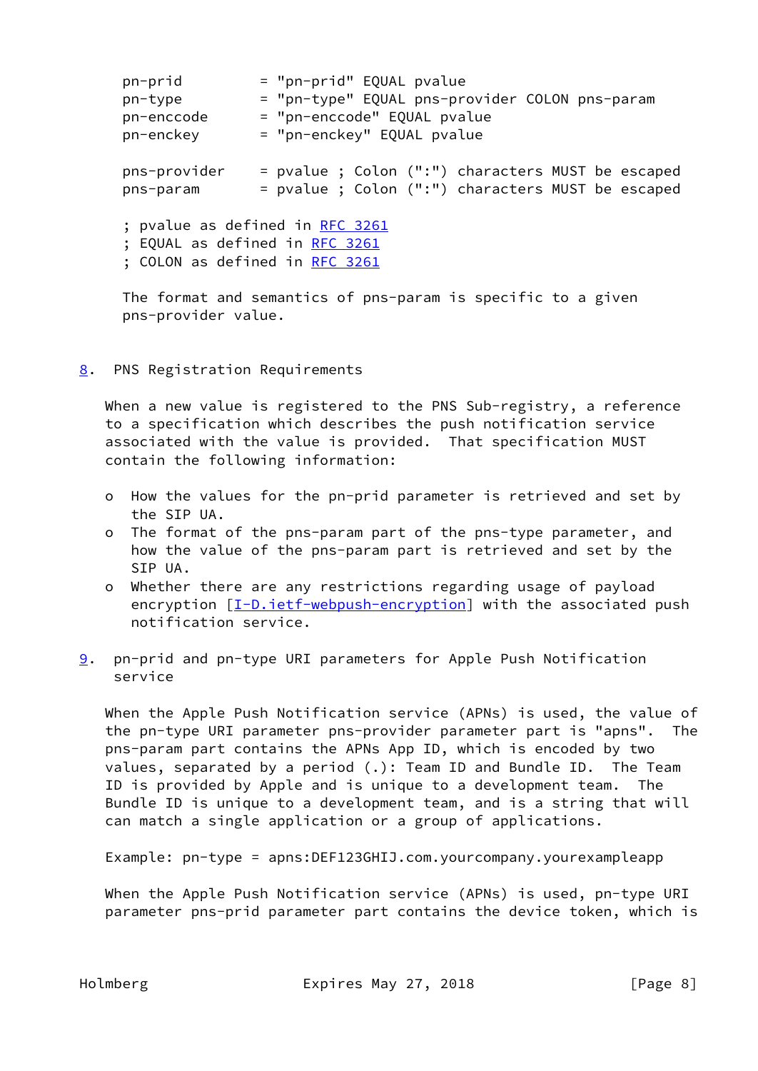```
pn-prid         = "pn-prid" EQUAL pvalue
pn-type         = "pn-type" EQUAL pns-provider COLON pns-param
pn-enccode      = "pn-enccode" EQUAL pvalue
pn-enckey       = "pn-enckey" EQUAL pvalue

pns-provider    = pvalue ; Colon (":") characters MUST be escaped
pns-param       = pvalue ; Colon (":") characters MUST be escaped

; pvalue as defined in RFC 3261
; EQUAL as defined in RFC 3261
; COLON as defined in RFC 3261
```

The format and semantics of pns-param is specific to a given pns-provider value.

## 8. PNS Registration Requirements

When a new value is registered to the PNS Sub-registry, a reference to a specification which describes the push notification service associated with the value is provided. That specification MUST contain the following information:

- How the values for the pn-prid parameter is retrieved and set by the SIP UA.
- The format of the pns-param part of the pns-type parameter, and how the value of the pns-param part is retrieved and set by the SIP UA.
- Whether there are any restrictions regarding usage of payload encryption [I-D.ietf-webpush-encryption] with the associated push notification service.

## 9. pn-prid and pn-type URI parameters for Apple Push Notification service

When the Apple Push Notification service (APNs) is used, the value of the pn-type URI parameter pns-provider parameter part is "apns". The pns-param part contains the APNs App ID, which is encoded by two values, separated by a period (.): Team ID and Bundle ID. The Team ID is provided by Apple and is unique to a development team. The Bundle ID is unique to a development team, and is a string that will can match a single application or a group of applications.

Example: pn-type = apns:DEF123GHIJ.com.yourcompany.yourexampleapp

When the Apple Push Notification service (APNs) is used, pn-type URI parameter pns-prid parameter part contains the device token, which is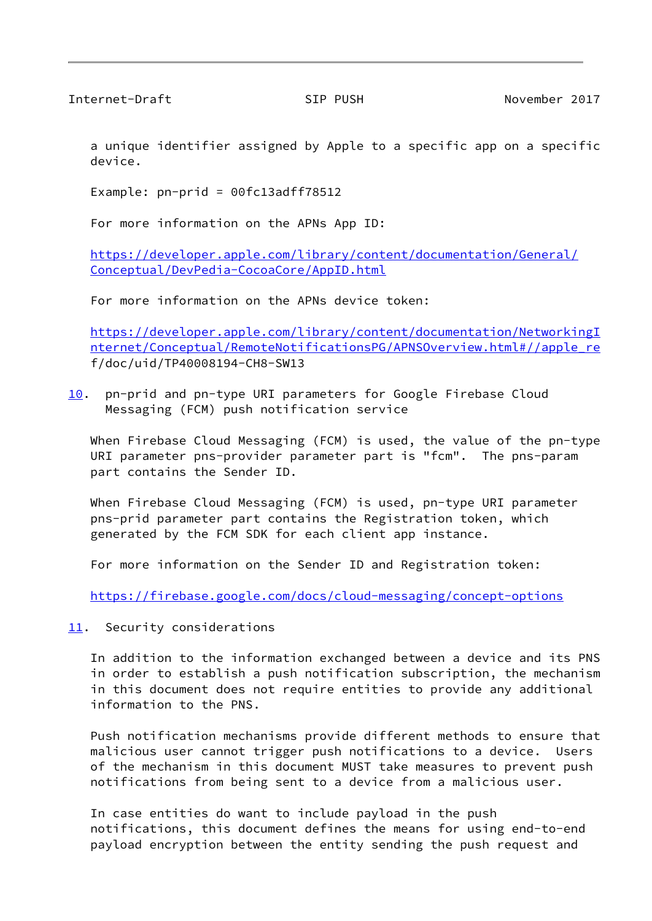a unique identifier assigned by Apple to a specific app on a specific device.

Example: pn-prid = 00fc13adff78512

For more information on the APNs App ID:

https://developer.apple.com/library/content/documentation/General/Conceptual/DevPedia-CocoaCore/AppID.html

For more information on the APNs device token:

https://developer.apple.com/library/content/documentation/NetworkingInternet/Conceptual/RemoteNotificationsPG/APNSOverview.html#//apple_ref/doc/uid/TP40008194-CH8-SW13

## 10. pn-prid and pn-type URI parameters for Google Firebase Cloud Messaging (FCM) push notification service

When Firebase Cloud Messaging (FCM) is used, the value of the pn-type URI parameter pns-provider parameter part is "fcm". The pns-param part contains the Sender ID.

When Firebase Cloud Messaging (FCM) is used, pn-type URI parameter pns-prid parameter part contains the Registration token, which generated by the FCM SDK for each client app instance.

For more information on the Sender ID and Registration token:

https://firebase.google.com/docs/cloud-messaging/concept-options

## 11. Security considerations

In addition to the information exchanged between a device and its PNS in order to establish a push notification subscription, the mechanism in this document does not require entities to provide any additional information to the PNS.

Push notification mechanisms provide different methods to ensure that malicious user cannot trigger push notifications to a device. Users of the mechanism in this document MUST take measures to prevent push notifications from being sent to a device from a malicious user.

In case entities do want to include payload in the push notifications, this document defines the means for using end-to-end payload encryption between the entity sending the push request and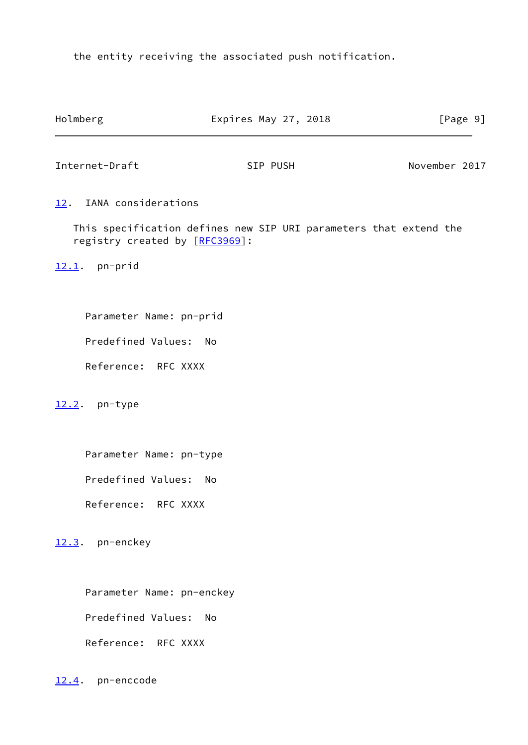the entity receiving the associated push notification.

## 12. IANA considerations

This specification defines new SIP URI parameters that extend the registry created by [RFC3969]:

### 12.1. pn-prid

Parameter Name: pn-prid

Predefined Values: No

Reference: RFC XXXX

### 12.2. pn-type

Parameter Name: pn-type

Predefined Values: No

Reference: RFC XXXX

### 12.3. pn-enckey

Parameter Name: pn-enckey

Predefined Values: No

Reference: RFC XXXX

### 12.4. pn-enccode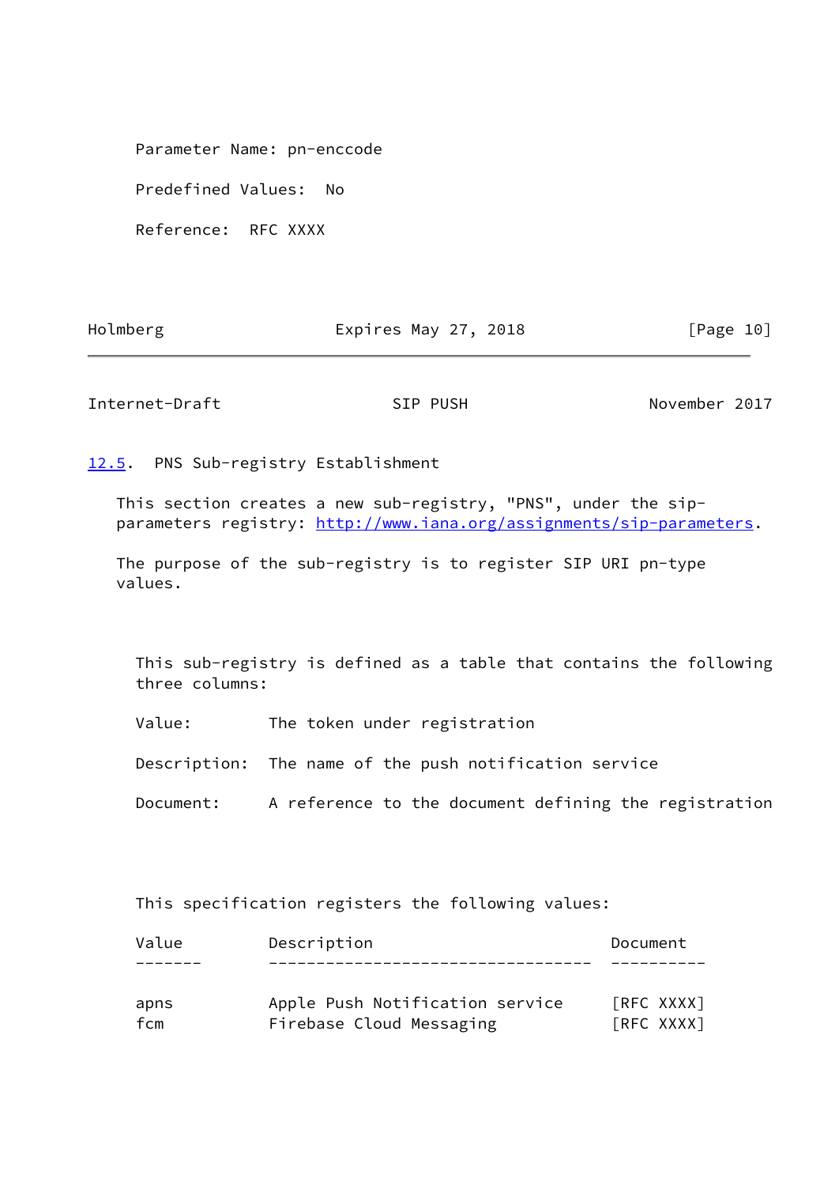Parameter Name: pn-enccode

Predefined Values: No

Reference: RFC XXXX

### 12.5. PNS Sub-registry Establishment

This section creates a new sub-registry, "PNS", under the sip-parameters registry: http://www.iana.org/assignments/sip-parameters.

The purpose of the sub-registry is to register SIP URI pn-type values.

This sub-registry is defined as a table that contains the following three columns:

Value: The token under registration

Description: The name of the push notification service

Document: A reference to the document defining the registration

This specification registers the following values:

| Value | Description | Document |
|---|---|---|
| apns | Apple Push Notification service | [RFC XXXX] |
| fcm | Firebase Cloud Messaging | [RFC XXXX] |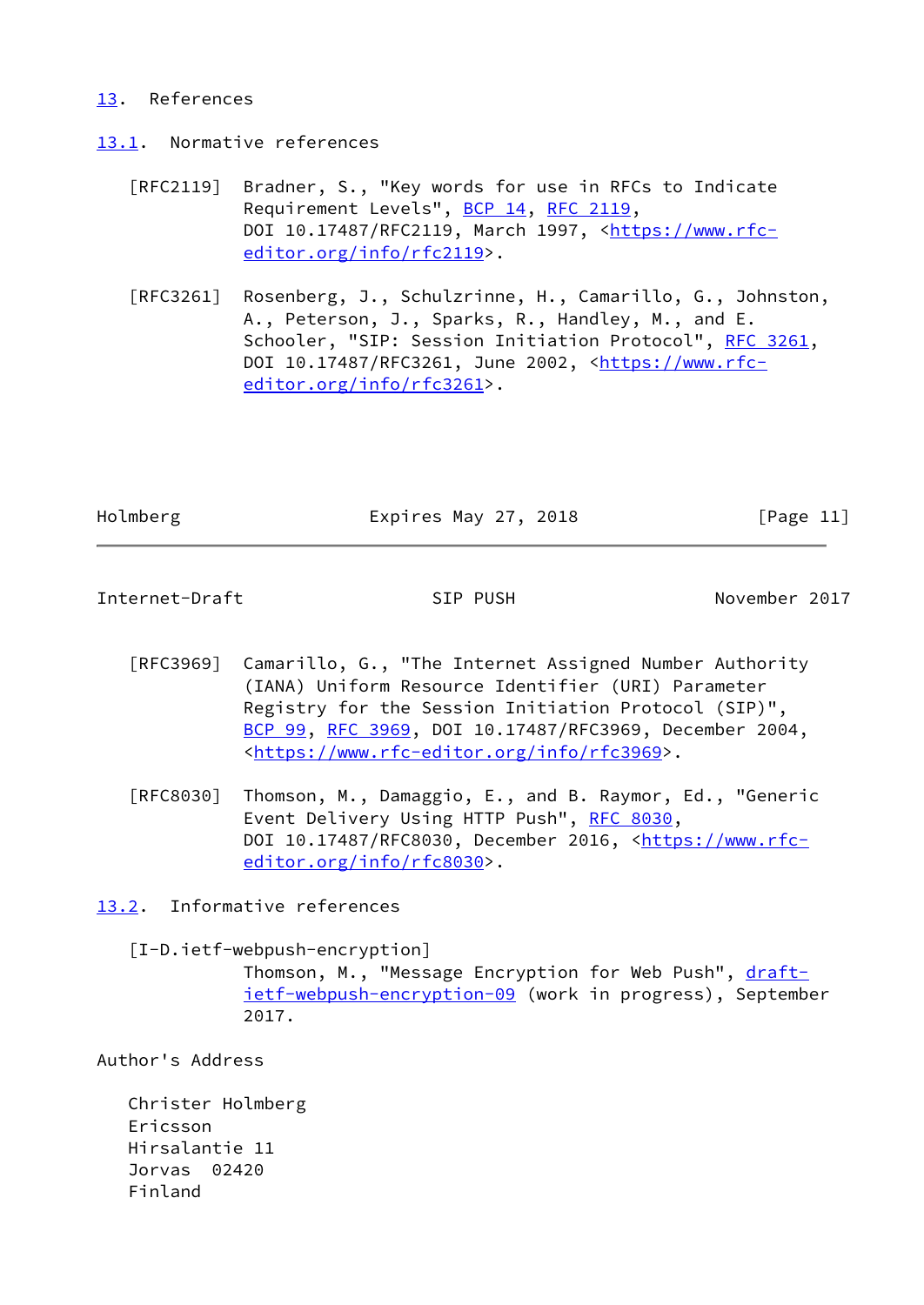## 13. References

### 13.1. Normative references

[RFC2119] Bradner, S., "Key words for use in RFCs to Indicate Requirement Levels", BCP 14, RFC 2119, DOI 10.17487/RFC2119, March 1997, <https://www.rfc-editor.org/info/rfc2119>.

[RFC3261] Rosenberg, J., Schulzrinne, H., Camarillo, G., Johnston, A., Peterson, J., Sparks, R., Handley, M., and E. Schooler, "SIP: Session Initiation Protocol", RFC 3261, DOI 10.17487/RFC3261, June 2002, <https://www.rfc-editor.org/info/rfc3261>.

[RFC3969] Camarillo, G., "The Internet Assigned Number Authority (IANA) Uniform Resource Identifier (URI) Parameter Registry for the Session Initiation Protocol (SIP)", BCP 99, RFC 3969, DOI 10.17487/RFC3969, December 2004, <https://www.rfc-editor.org/info/rfc3969>.

[RFC8030] Thomson, M., Damaggio, E., and B. Raymor, Ed., "Generic Event Delivery Using HTTP Push", RFC 8030, DOI 10.17487/RFC8030, December 2016, <https://www.rfc-editor.org/info/rfc8030>.

### 13.2. Informative references

[I-D.ietf-webpush-encryption] Thomson, M., "Message Encryption for Web Push", draft-ietf-webpush-encryption-09 (work in progress), September 2017.

## Author's Address

Christer Holmberg
Ericsson
Hirsalantie 11
Jorvas 02420
Finland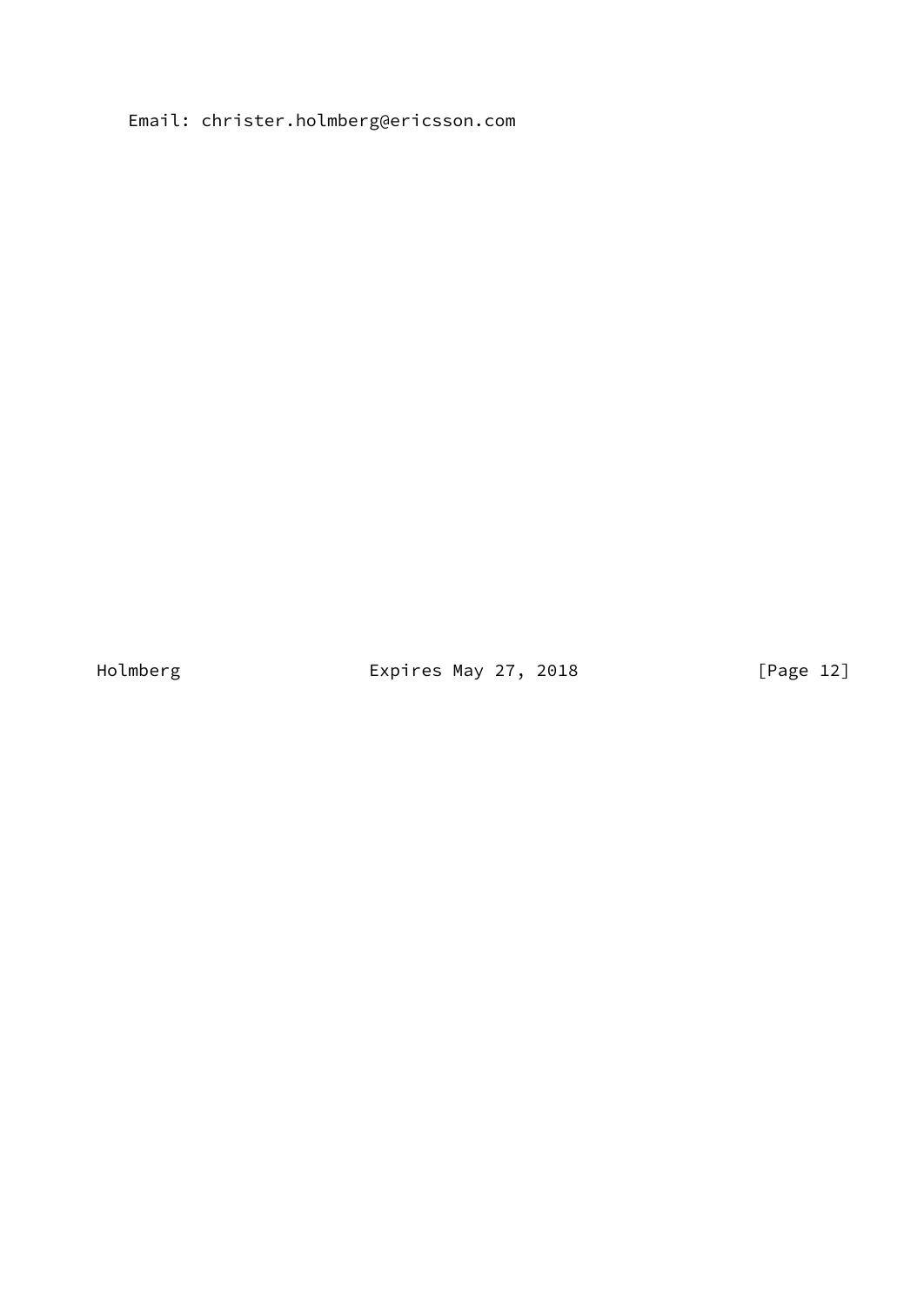Email: christer.holmberg@ericsson.com